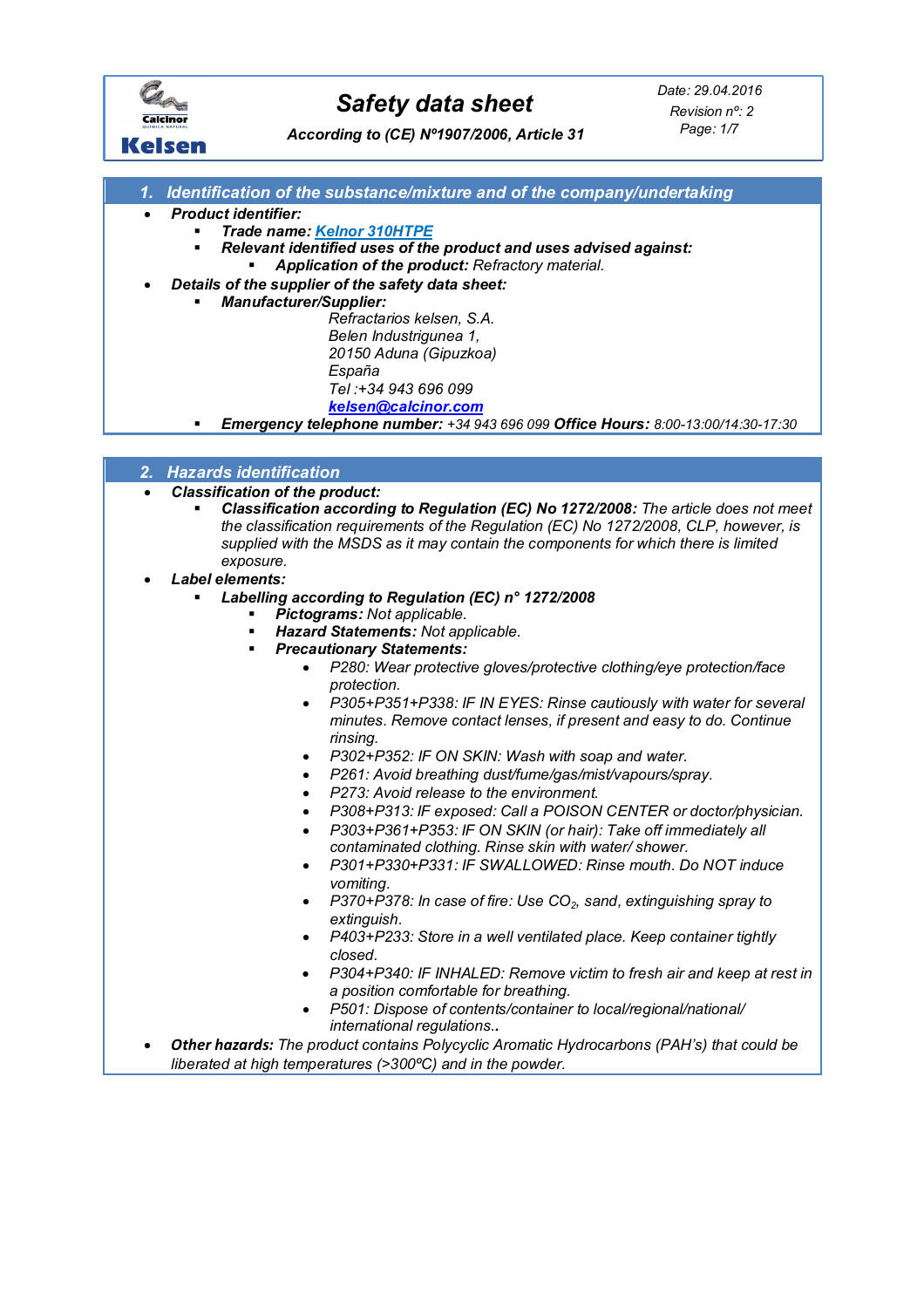# Safety data sheet

*According to (CE) Nº1907/2006, Article 31*

Date: 29.04.2016
Revision nº: 2

## 1. Identification of the substance/mixture and of the company/undertaking

- ***Product identifier:***
  - ***Trade name:*** Kelnor 310HTPE
  - ***Relevant identified uses of the product and uses advised against:***
    - ***Application of the product:*** *Refractory material.*
- ***Details of the supplier of the safety data sheet:***
  - ***Manufacturer/Supplier:***

    *Refractarios kelsen, S.A.*
    *Belen Industrigunea 1,*
    *20150 Aduna (Gipuzkoa)*
    *España*
    *Tel :+34 943 696 099*
    kelsen@calcinor.com
  - ***Emergency telephone number:*** *+34 943 696 099* ***Office Hours:*** *8:00-13:00/14:30-17:30*

## 2. Hazards identification

- ***Classification of the product:***
  - ***Classification according to Regulation (EC) No 1272/2008:*** *The article does not meet the classification requirements of the Regulation (EC) No 1272/2008, CLP, however, is supplied with the MSDS as it may contain the components for which there is limited exposure.*
- ***Label elements:***
  - ***Labelling according to Regulation (EC) n° 1272/2008***
    - ***Pictograms:*** *Not applicable.*
    - ***Hazard Statements:*** *Not applicable.*
    - ***Precautionary Statements:***
      - *P280: Wear protective gloves/protective clothing/eye protection/face protection.*
      - *P305+P351+P338: IF IN EYES: Rinse cautiously with water for several minutes. Remove contact lenses, if present and easy to do. Continue rinsing.*
      - *P302+P352: IF ON SKIN: Wash with soap and water.*
      - *P261: Avoid breathing dust/fume/gas/mist/vapours/spray.*
      - *P273: Avoid release to the environment.*
      - *P308+P313: IF exposed: Call a POISON CENTER or doctor/physician.*
      - *P303+P361+P353: IF ON SKIN (or hair): Take off immediately all contaminated clothing. Rinse skin with water/ shower.*
      - *P301+P330+P331: IF SWALLOWED: Rinse mouth. Do NOT induce vomiting.*
      - *P370+P378: In case of fire: Use $CO_2$, sand, extinguishing spray to extinguish.*
      - *P403+P233: Store in a well ventilated place. Keep container tightly closed.*
      - *P304+P340: IF INHALED: Remove victim to fresh air and keep at rest in a position comfortable for breathing.*
      - *P501: Dispose of contents/container to local/regional/national/ international regulations..*
- ***Other hazards:*** *The product contains Polycyclic Aromatic Hydrocarbons (PAH's) that could be liberated at high temperatures (>300ºC) and in the powder.*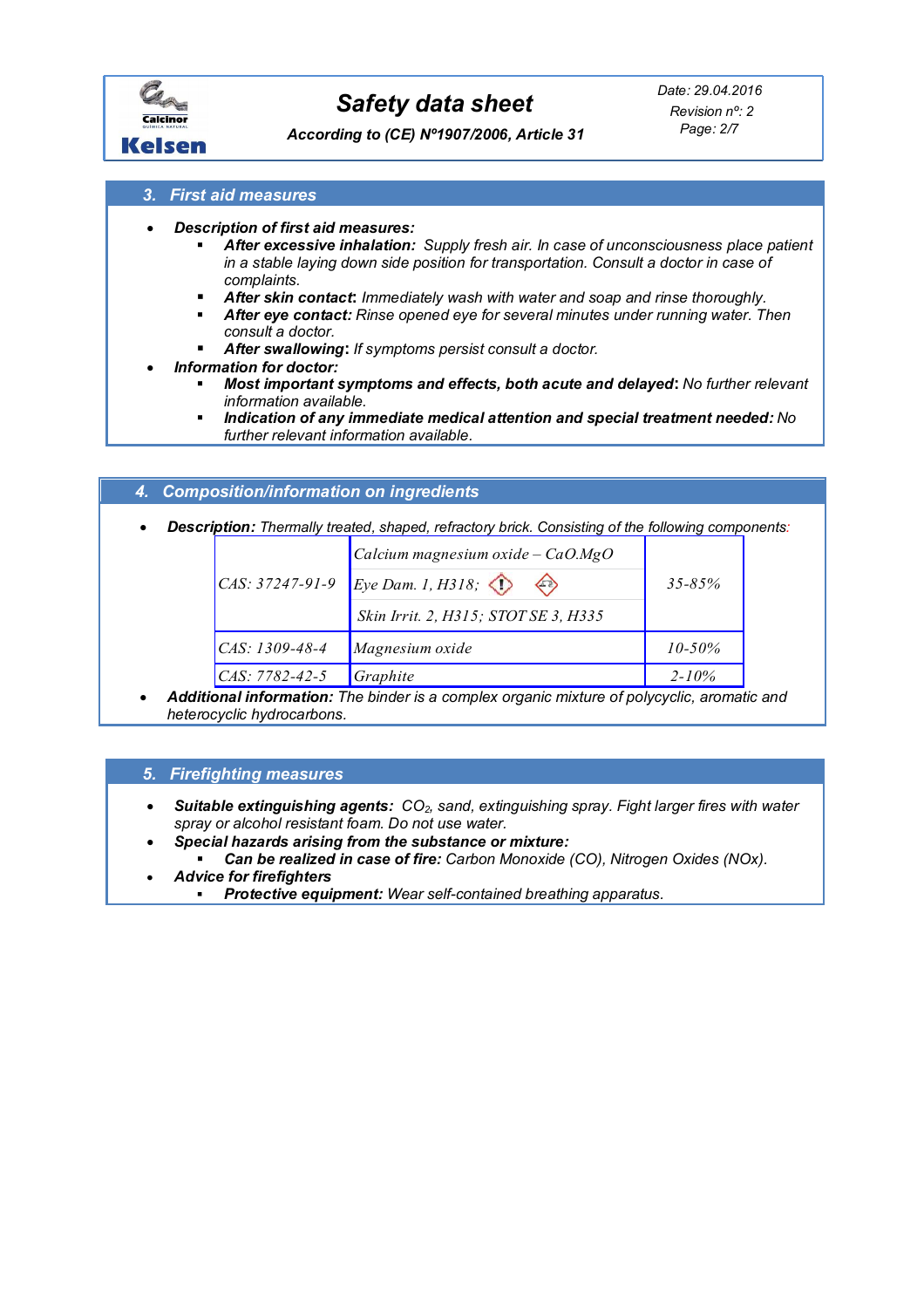## 3. First aid measures

- ***Description of first aid measures:***
  - ***After excessive inhalation:*** *Supply fresh air. In case of unconsciousness place patient in a stable laying down side position for transportation. Consult a doctor in case of complaints.*
  - ***After skin contact:*** *Immediately wash with water and soap and rinse thoroughly.*
  - ***After eye contact:*** *Rinse opened eye for several minutes under running water. Then consult a doctor.*
  - ***After swallowing:*** *If symptoms persist consult a doctor.*
- ***Information for doctor:***
  - ***Most important symptoms and effects, both acute and delayed:*** *No further relevant information available.*
  - ***Indication of any immediate medical attention and special treatment needed:*** *No further relevant information available.*

## 4. Composition/information on ingredients

- ***Description:*** *Thermally treated, shaped, refractory brick. Consisting of the following components:*

| | | |
|---|---|---|
| *CAS: 37247-91-9* | *Calcium magnesium oxide – CaO.MgO*<br>*Eye Dam. 1, H318;*<br>*Skin Irrit. 2, H315; STOT SE 3, H335* | *35-85%* |
| *CAS: 1309-48-4* | *Magnesium oxide* | *10-50%* |
| *CAS: 7782-42-5* | *Graphite* | *2-10%* |

- ***Additional information:*** *The binder is a complex organic mixture of polycyclic, aromatic and heterocyclic hydrocarbons.*

## 5. Firefighting measures

- ***Suitable extinguishing agents:*** *$CO_2$, sand, extinguishing spray. Fight larger fires with water spray or alcohol resistant foam. Do not use water.*
- ***Special hazards arising from the substance or mixture:***
  - ***Can be realized in case of fire:*** *Carbon Monoxide (CO), Nitrogen Oxides (NOx).*
- ***Advice for firefighters***
  - ***Protective equipment:*** *Wear self-contained breathing apparatus.*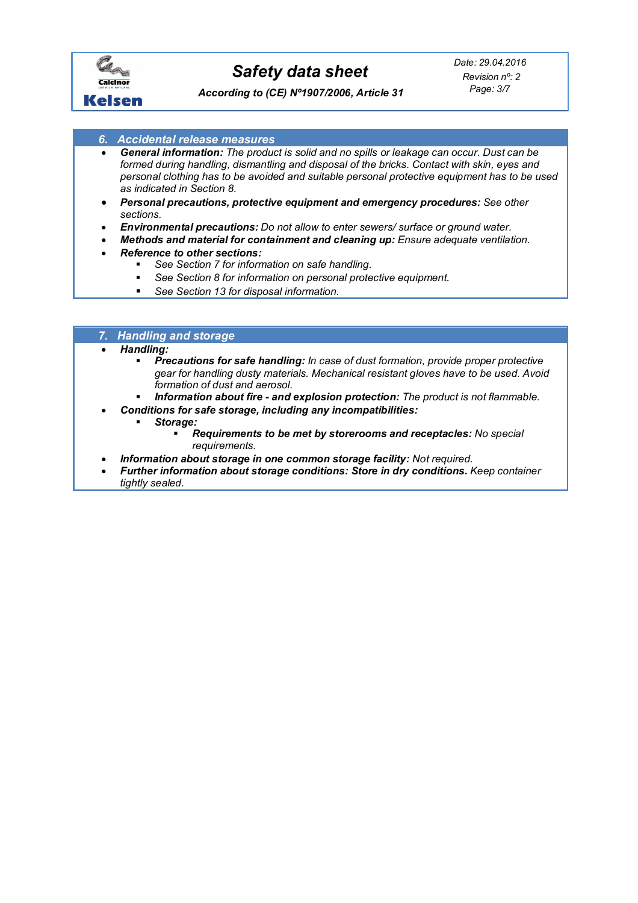## 6. Accidental release measures

- ***General information:*** *The product is solid and no spills or leakage can occur. Dust can be formed during handling, dismantling and disposal of the bricks. Contact with skin, eyes and personal clothing has to be avoided and suitable personal protective equipment has to be used as indicated in Section 8.*
- ***Personal precautions, protective equipment and emergency procedures:*** *See other sections.*
- ***Environmental precautions:*** *Do not allow to enter sewers/ surface or ground water.*
- ***Methods and material for containment and cleaning up:*** *Ensure adequate ventilation.*
- ***Reference to other sections:***
  - *See Section 7 for information on safe handling.*
  - *See Section 8 for information on personal protective equipment.*
  - *See Section 13 for disposal information.*

## 7. Handling and storage

- ***Handling:***
  - ***Precautions for safe handling:*** *In case of dust formation, provide proper protective gear for handling dusty materials. Mechanical resistant gloves have to be used. Avoid formation of dust and aerosol.*
  - ***Information about fire - and explosion protection:*** *The product is not flammable.*
- ***Conditions for safe storage, including any incompatibilities:***
  - ***Storage:***
    - ***Requirements to be met by storerooms and receptacles:*** *No special requirements.*
- ***Information about storage in one common storage facility:*** *Not required.*
- ***Further information about storage conditions: Store in dry conditions.*** *Keep container tightly sealed.*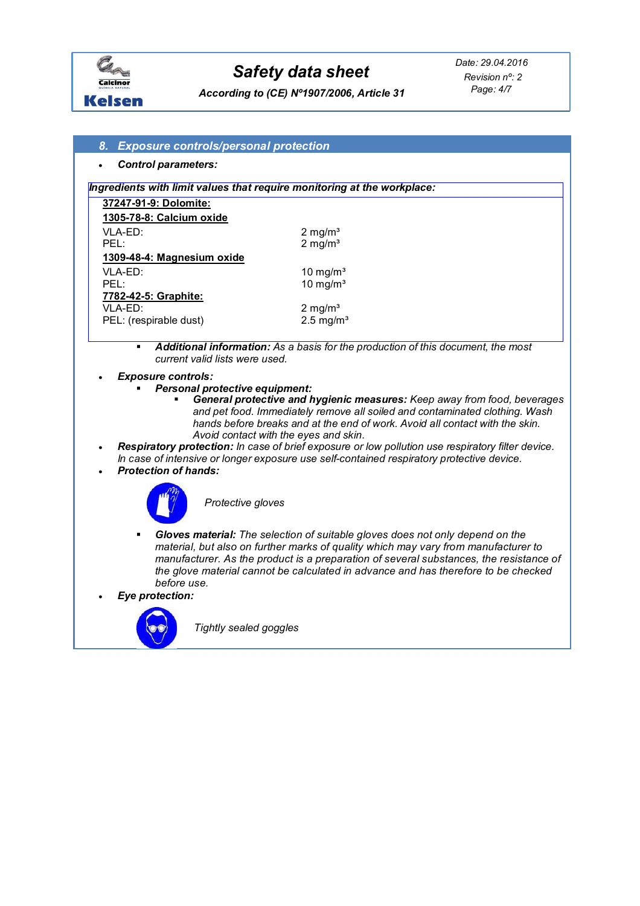## 8. Exposure controls/personal protection

- ***Control parameters:***

***Ingredients with limit values that require monitoring at the workplace:***

**37247-91-9: Dolomite:**

**1305-78-8: Calcium oxide**

| | |
|---|---|
| VLA-ED: | 2 mg/m³ |
| PEL: | 2 mg/m³ |

**1309-48-4: Magnesium oxide**

| | |
|---|---|
| VLA-ED: | 10 mg/m³ |
| PEL: | 10 mg/m³ |

**7782-42-5: Graphite:**

| | |
|---|---|
| VLA-ED: | 2 mg/m³ |
| PEL: (respirable dust) | 2.5 mg/m³ |

  - ***Additional information:*** *As a basis for the production of this document, the most current valid lists were used.*

- ***Exposure controls:***
  - ***Personal protective equipment:***
    - ***General protective and hygienic measures:*** *Keep away from food, beverages and pet food. Immediately remove all soiled and contaminated clothing. Wash hands before breaks and at the end of work. Avoid all contact with the skin. Avoid contact with the eyes and skin.*
- ***Respiratory protection:*** *In case of brief exposure or low pollution use respiratory filter device. In case of intensive or longer exposure use self-contained respiratory protective device.*
- ***Protection of hands:***

  *Protective gloves*

  - ***Gloves material:*** *The selection of suitable gloves does not only depend on the material, but also on further marks of quality which may vary from manufacturer to manufacturer. As the product is a preparation of several substances, the resistance of the glove material cannot be calculated in advance and has therefore to be checked before use.*
- ***Eye protection:***

  *Tightly sealed goggles*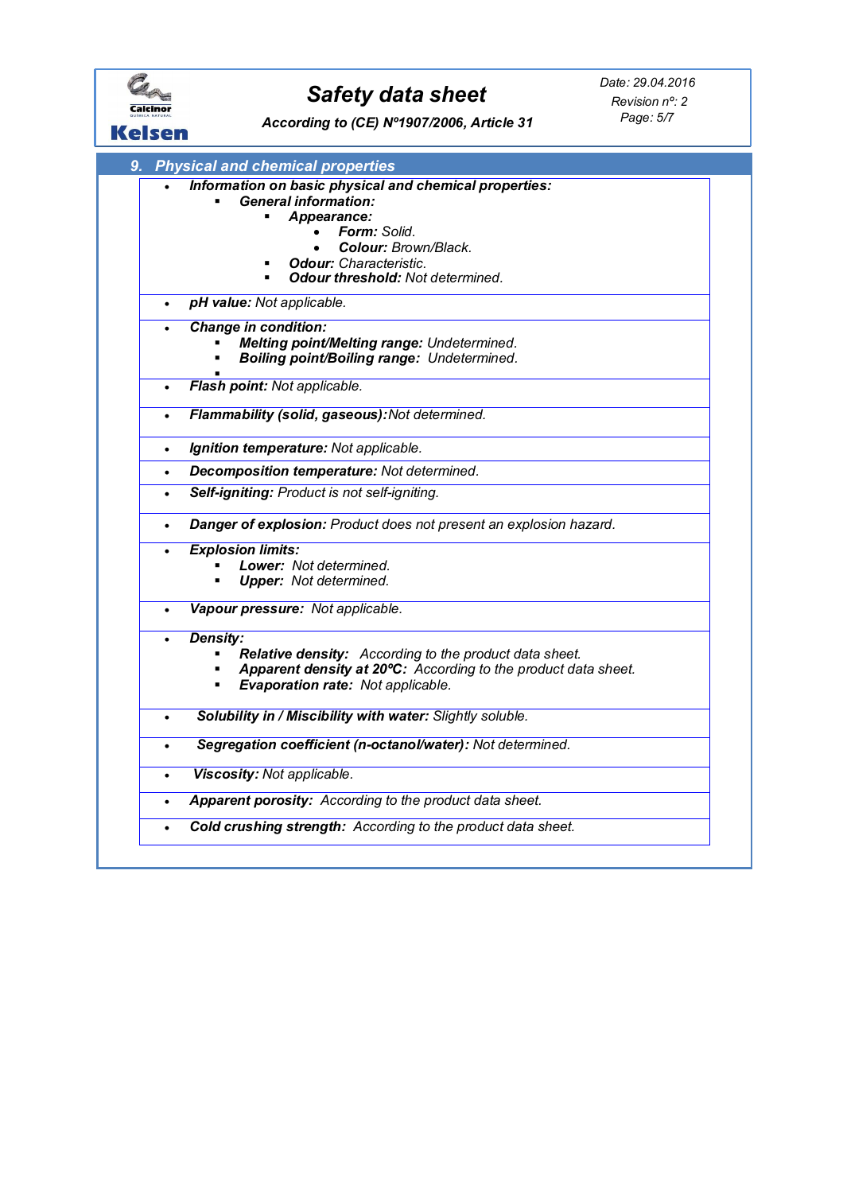## 9. Physical and chemical properties

- ***Information on basic physical and chemical properties:***
  - ***General information:***
    - ***Appearance:***
      - ***Form:*** *Solid.*
      - ***Colour:*** *Brown/Black.*
    - ***Odour:*** *Characteristic.*
    - ***Odour threshold:*** *Not determined.*

- ***pH value:*** *Not applicable.*

- ***Change in condition:***
  - ***Melting point/Melting range:*** *Undetermined.*
  - ***Boiling point/Boiling range:*** *Undetermined.*

- ***Flash point:*** *Not applicable.*

- ***Flammability (solid, gaseous):*** *Not determined.*

- ***Ignition temperature:*** *Not applicable.*

- ***Decomposition temperature:*** *Not determined.*

- ***Self-igniting:*** *Product is not self-igniting.*

- ***Danger of explosion:*** *Product does not present an explosion hazard.*

- ***Explosion limits:***
  - ***Lower:*** *Not determined.*
  - ***Upper:*** *Not determined.*

- ***Vapour pressure:*** *Not applicable.*

- ***Density:***
  - ***Relative density:*** *According to the product data sheet.*
  - ***Apparent density at 20ºC:*** *According to the product data sheet.*
  - ***Evaporation rate:*** *Not applicable.*

- ***Solubility in / Miscibility with water:*** *Slightly soluble.*

- ***Segregation coefficient (n-octanol/water):*** *Not determined.*

- ***Viscosity:*** *Not applicable.*

- ***Apparent porosity:*** *According to the product data sheet.*

- ***Cold crushing strength:*** *According to the product data sheet.*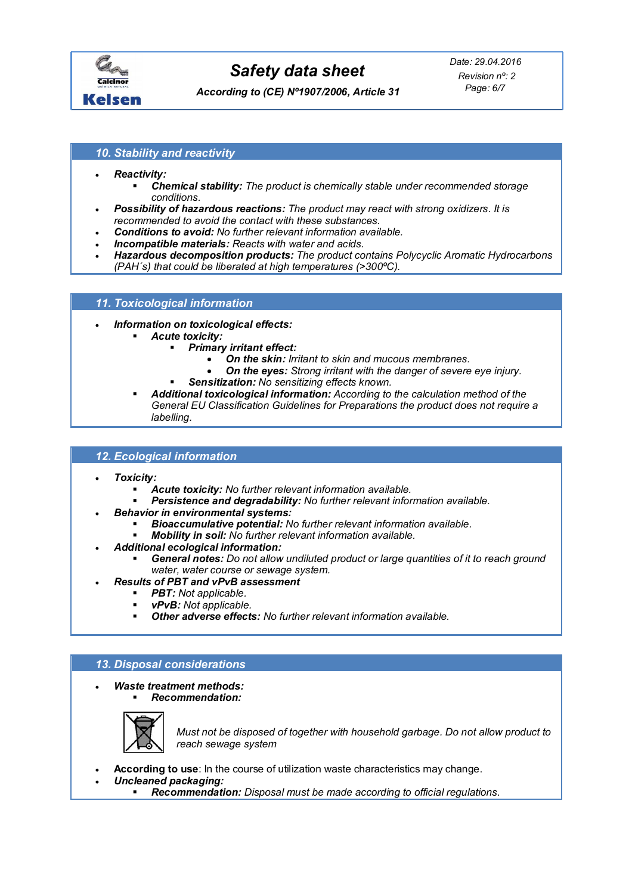## 10. Stability and reactivity

- ***Reactivity:***
  - ***Chemical stability:*** *The product is chemically stable under recommended storage conditions.*
- ***Possibility of hazardous reactions:*** *The product may react with strong oxidizers. It is recommended to avoid the contact with these substances.*
- ***Conditions to avoid:*** *No further relevant information available.*
- ***Incompatible materials:*** *Reacts with water and acids.*
- ***Hazardous decomposition products:*** *The product contains Polycyclic Aromatic Hydrocarbons (PAH´s) that could be liberated at high temperatures (>300ºC).*

## 11. Toxicological information

- ***Information on toxicological effects:***
  - ***Acute toxicity:***
    - ***Primary irritant effect:***
      - ***On the skin:*** *Irritant to skin and mucous membranes.*
      - ***On the eyes:*** *Strong irritant with the danger of severe eye injury.*
    - ***Sensitization:*** *No sensitizing effects known.*
  - ***Additional toxicological information:*** *According to the calculation method of the General EU Classification Guidelines for Preparations the product does not require a labelling.*

## 12. Ecological information

- ***Toxicity:***
  - ***Acute toxicity:*** *No further relevant information available.*
  - ***Persistence and degradability:*** *No further relevant information available.*
- ***Behavior in environmental systems:***
  - ***Bioaccumulative potential:*** *No further relevant information available.*
  - ***Mobility in soil:*** *No further relevant information available.*
- ***Additional ecological information:***
  - ***General notes:*** *Do not allow undiluted product or large quantities of it to reach ground water, water course or sewage system.*
- ***Results of PBT and vPvB assessment***
  - ***PBT:*** *Not applicable.*
  - ***vPvB:*** *Not applicable.*
  - ***Other adverse effects:*** *No further relevant information available.*

## 13. Disposal considerations

- ***Waste treatment methods:***
  - ***Recommendation:***

*Must not be disposed of together with household garbage. Do not allow product to reach sewage system*

- **According to use**: In the course of utilization waste characteristics may change.
- ***Uncleaned packaging:***
  - ***Recommendation:*** *Disposal must be made according to official regulations.*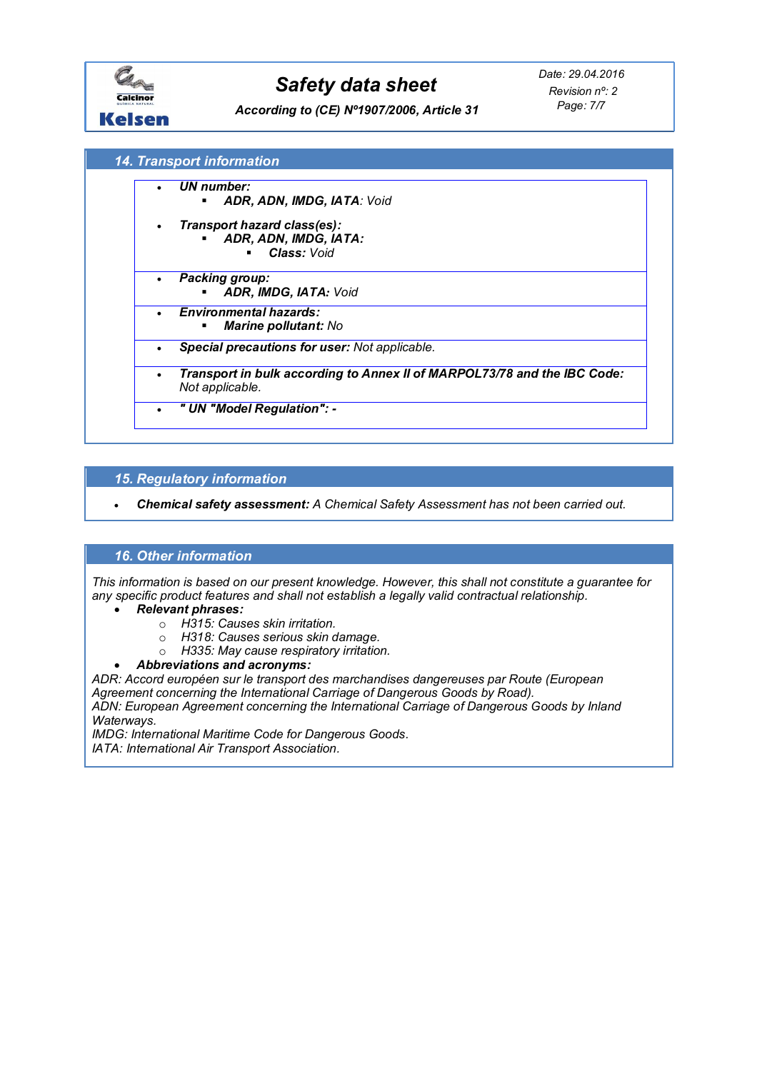## 14. Transport information

- ***UN number:***
  - ***ADR, ADN, IMDG, IATA***: *Void*
- ***Transport hazard class(es):***
  - ***ADR, ADN, IMDG, IATA:***
    - ***Class:*** *Void*
- ***Packing group:***
  - ***ADR, IMDG, IATA:*** *Void*
- ***Environmental hazards:***
  - ***Marine pollutant:*** *No*
- ***Special precautions for user:*** *Not applicable.*
- ***Transport in bulk according to Annex II of MARPOL73/78 and the IBC Code:*** *Not applicable.*
- ***" UN "Model Regulation": -***

## 15. Regulatory information

- ***Chemical safety assessment:*** *A Chemical Safety Assessment has not been carried out.*

## 16. Other information

*This information is based on our present knowledge. However, this shall not constitute a guarantee for any specific product features and shall not establish a legally valid contractual relationship.*

- ***Relevant phrases:***
  - *H315: Causes skin irritation.*
  - *H318: Causes serious skin damage.*
  - *H335: May cause respiratory irritation.*
- ***Abbreviations and acronyms:***

*ADR: Accord européen sur le transport des marchandises dangereuses par Route (European Agreement concerning the International Carriage of Dangerous Goods by Road).*
*ADN: European Agreement concerning the International Carriage of Dangerous Goods by Inland Waterways.*
*IMDG: International Maritime Code for Dangerous Goods.*
*IATA: International Air Transport Association.*